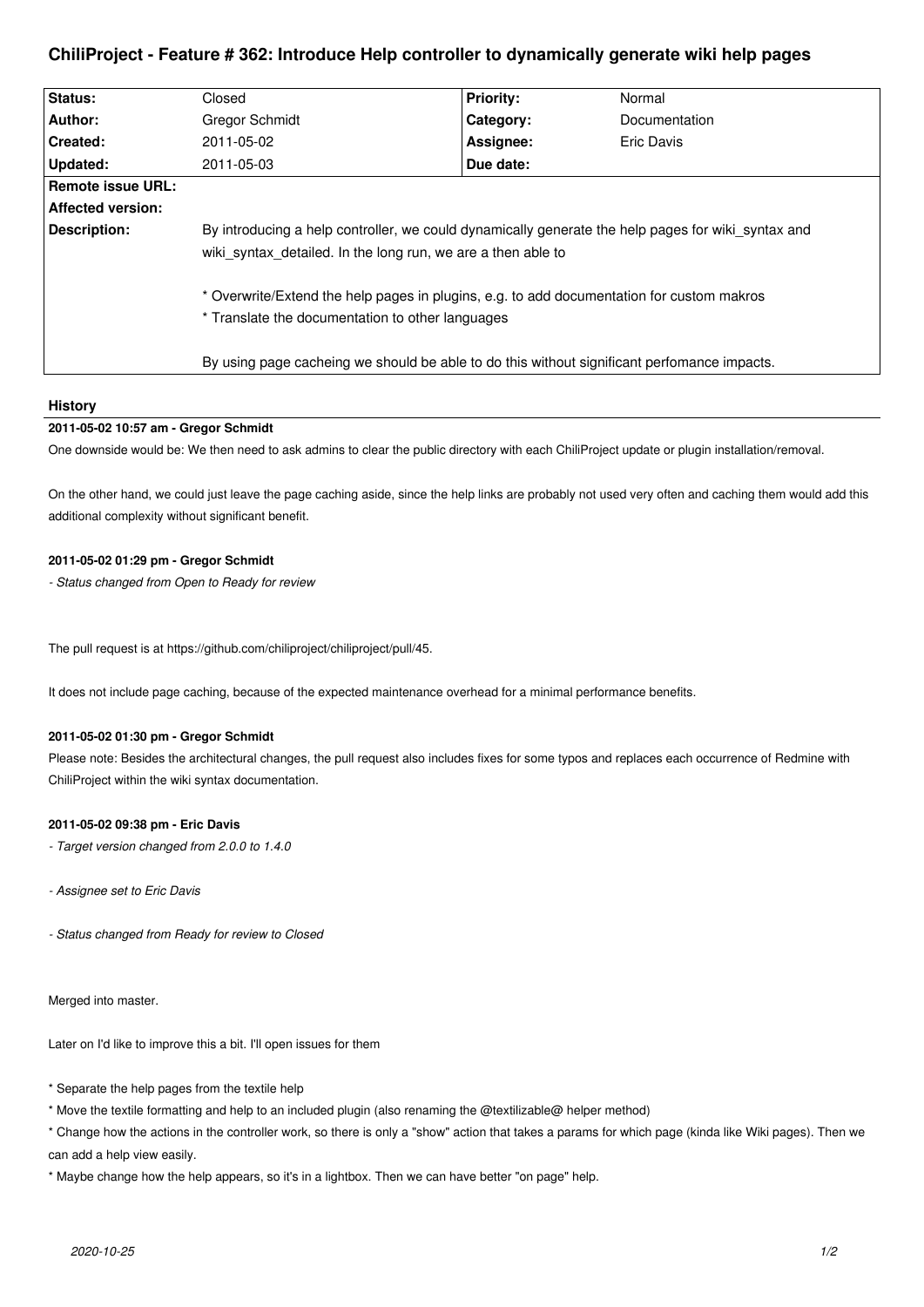# ChiliProject - Feature # 362: Introduce Help controller to dynamically generate wiki help pages

| Status: | Closed | Priority: | Normal |
|---|---|---|---|
| Author: | Gregor Schmidt | Category: | Documentation |
| Created: | 2011-05-02 | Assignee: | Eric Davis |
| Updated: | 2011-05-03 | Due date: | |
| Remote issue URL: | | | |
| Affected version: | | | |
| Description: | By introducing a help controller, we could dynamically generate the help pages for wiki_syntax and wiki_syntax_detailed. In the long run, we are a then able to<br><br>* Overwrite/Extend the help pages in plugins, e.g. to add documentation for custom makros<br>* Translate the documentation to other languages<br><br>By using page cacheing we should be able to do this without significant perfomance impacts. | | |

## History

### 2011-05-02 10:57 am - Gregor Schmidt

One downside would be: We then need to ask admins to clear the public directory with each ChiliProject update or plugin installation/removal.

On the other hand, we could just leave the page caching aside, since the help links are probably not used very often and caching them would add this additional complexity without significant benefit.

### 2011-05-02 01:29 pm - Gregor Schmidt

*- Status changed from Open to Ready for review*

The pull request is at https://github.com/chiliproject/chiliproject/pull/45.

It does not include page caching, because of the expected maintenance overhead for a minimal performance benefits.

### 2011-05-02 01:30 pm - Gregor Schmidt

Please note: Besides the architectural changes, the pull request also includes fixes for some typos and replaces each occurrence of Redmine with ChiliProject within the wiki syntax documentation.

### 2011-05-02 09:38 pm - Eric Davis

*- Target version changed from 2.0.0 to 1.4.0*

*- Assignee set to Eric Davis*

*- Status changed from Ready for review to Closed*

Merged into master.

Later on I'd like to improve this a bit. I'll open issues for them

* Separate the help pages from the textile help
* Move the textile formatting and help to an included plugin (also renaming the @textilizable@ helper method)
* Change how the actions in the controller work, so there is only a "show" action that takes a params for which page (kinda like Wiki pages). Then we can add a help view easily.
* Maybe change how the help appears, so it's in a lightbox. Then we can have better "on page" help.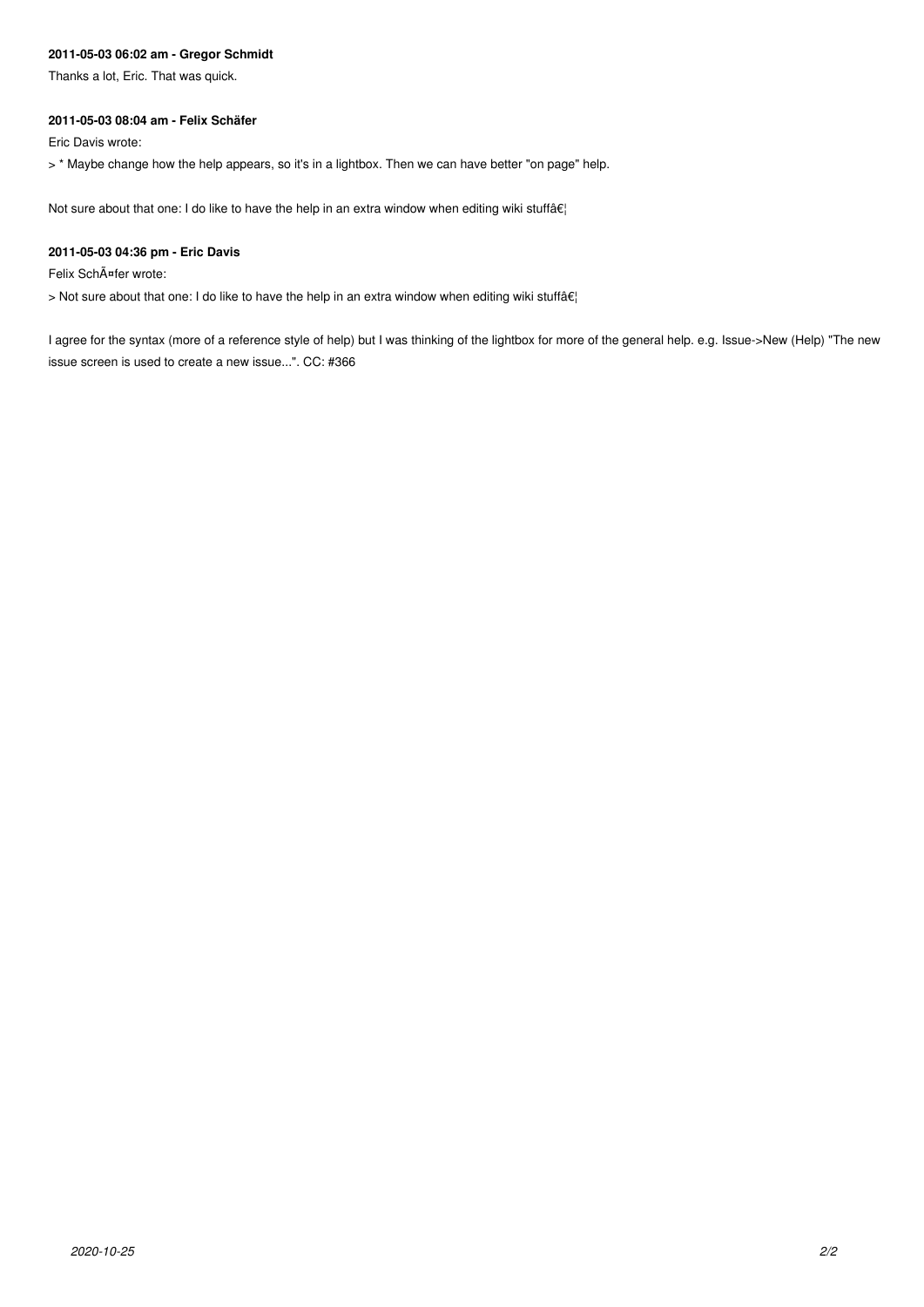**2011-05-03 06:02 am - Gregor Schmidt**

Thanks a lot, Eric. That was quick.

**2011-05-03 08:04 am - Felix Schäfer**

Eric Davis wrote:

> * Maybe change how the help appears, so it's in a lightbox. Then we can have better "on page" help.

Not sure about that one: I do like to have the help in an extra window when editing wiki stuffâ€¦

**2011-05-03 04:36 pm - Eric Davis**

Felix SchÃ¤fer wrote:

> Not sure about that one: I do like to have the help in an extra window when editing wiki stuffâ€¦

I agree for the syntax (more of a reference style of help) but I was thinking of the lightbox for more of the general help. e.g. Issue->New (Help) "The new issue screen is used to create a new issue...". CC: #366